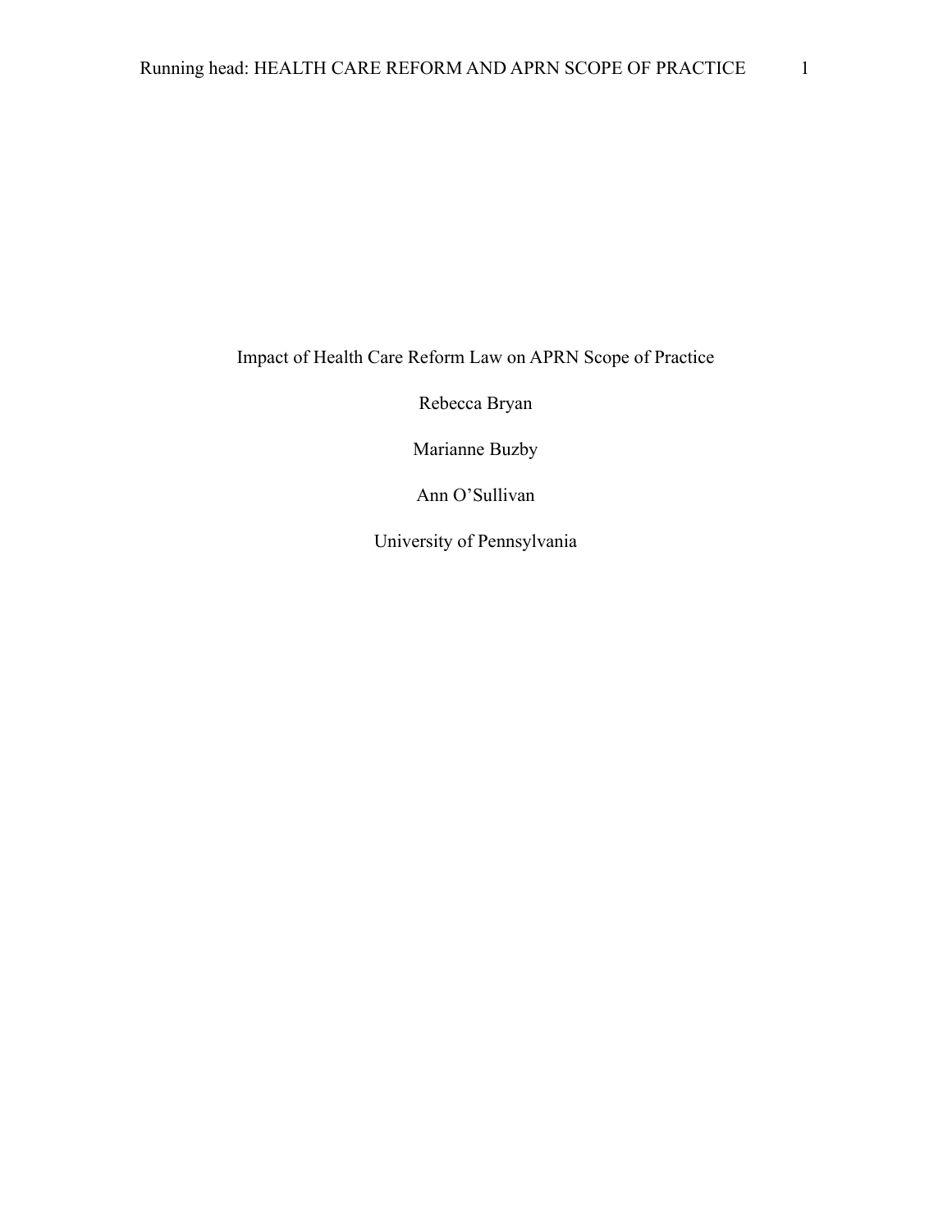# Impact of Health Care Reform Law on APRN Scope of Practice

Rebecca Bryan

Marianne Buzby

Ann O'Sullivan

University of Pennsylvania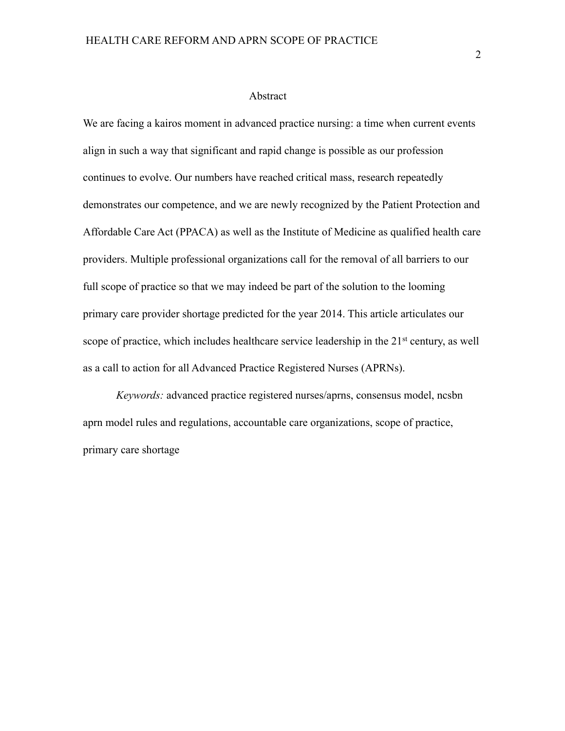# Abstract

We are facing a kairos moment in advanced practice nursing: a time when current events align in such a way that significant and rapid change is possible as our profession continues to evolve. Our numbers have reached critical mass, research repeatedly demonstrates our competence, and we are newly recognized by the Patient Protection and Affordable Care Act (PPACA) as well as the Institute of Medicine as qualified health care providers. Multiple professional organizations call for the removal of all barriers to our full scope of practice so that we may indeed be part of the solution to the looming primary care provider shortage predicted for the year 2014. This article articulates our scope of practice, which includes healthcare service leadership in the 21st century, as well as a call to action for all Advanced Practice Registered Nurses (APRNs).

*Keywords:* advanced practice registered nurses/aprns, consensus model, ncsbn aprn model rules and regulations, accountable care organizations, scope of practice, primary care shortage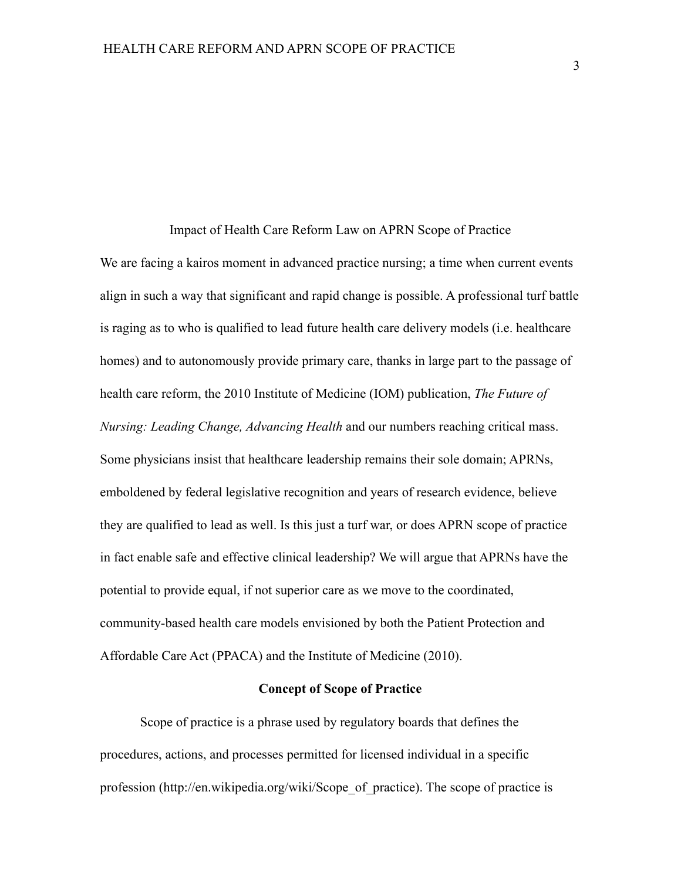# Impact of Health Care Reform Law on APRN Scope of Practice

We are facing a kairos moment in advanced practice nursing; a time when current events align in such a way that significant and rapid change is possible. A professional turf battle is raging as to who is qualified to lead future health care delivery models (i.e. healthcare homes) and to autonomously provide primary care, thanks in large part to the passage of health care reform, the 2010 Institute of Medicine (IOM) publication, *The Future of Nursing: Leading Change, Advancing Health* and our numbers reaching critical mass. Some physicians insist that healthcare leadership remains their sole domain; APRNs, emboldened by federal legislative recognition and years of research evidence, believe they are qualified to lead as well. Is this just a turf war, or does APRN scope of practice in fact enable safe and effective clinical leadership? We will argue that APRNs have the potential to provide equal, if not superior care as we move to the coordinated, community-based health care models envisioned by both the Patient Protection and Affordable Care Act (PPACA) and the Institute of Medicine (2010).

## Concept of Scope of Practice

Scope of practice is a phrase used by regulatory boards that defines the procedures, actions, and processes permitted for licensed individual in a specific profession (http://en.wikipedia.org/wiki/Scope_of_practice). The scope of practice is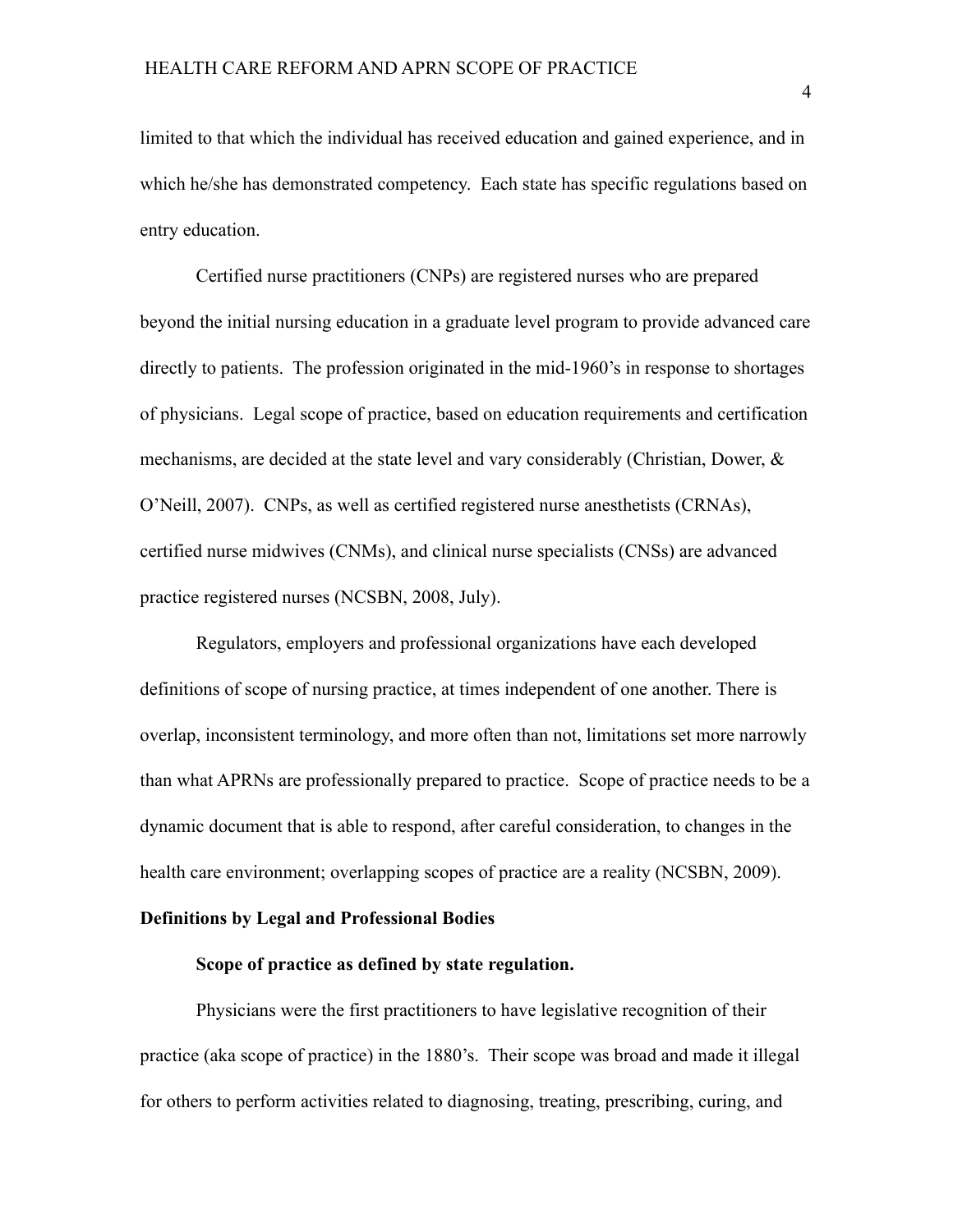limited to that which the individual has received education and gained experience, and in which he/she has demonstrated competency. Each state has specific regulations based on entry education.

Certified nurse practitioners (CNPs) are registered nurses who are prepared beyond the initial nursing education in a graduate level program to provide advanced care directly to patients. The profession originated in the mid-1960's in response to shortages of physicians. Legal scope of practice, based on education requirements and certification mechanisms, are decided at the state level and vary considerably (Christian, Dower, & O'Neill, 2007). CNPs, as well as certified registered nurse anesthetists (CRNAs), certified nurse midwives (CNMs), and clinical nurse specialists (CNSs) are advanced practice registered nurses (NCSBN, 2008, July).

Regulators, employers and professional organizations have each developed definitions of scope of nursing practice, at times independent of one another. There is overlap, inconsistent terminology, and more often than not, limitations set more narrowly than what APRNs are professionally prepared to practice. Scope of practice needs to be a dynamic document that is able to respond, after careful consideration, to changes in the health care environment; overlapping scopes of practice are a reality (NCSBN, 2009).

## Definitions by Legal and Professional Bodies

### Scope of practice as defined by state regulation.

Physicians were the first practitioners to have legislative recognition of their practice (aka scope of practice) in the 1880's. Their scope was broad and made it illegal for others to perform activities related to diagnosing, treating, prescribing, curing, and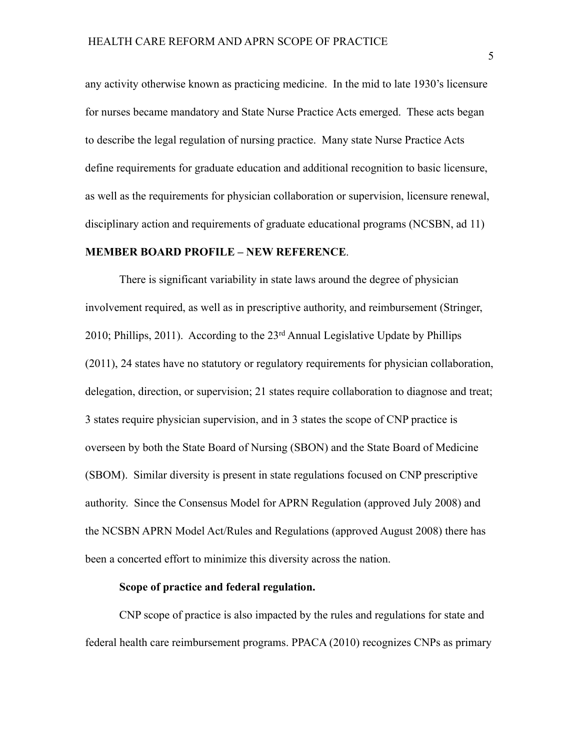any activity otherwise known as practicing medicine. In the mid to late 1930's licensure for nurses became mandatory and State Nurse Practice Acts emerged. These acts began to describe the legal regulation of nursing practice. Many state Nurse Practice Acts define requirements for graduate education and additional recognition to basic licensure, as well as the requirements for physician collaboration or supervision, licensure renewal, disciplinary action and requirements of graduate educational programs (NCSBN, ad 11) **MEMBER BOARD PROFILE – NEW REFERENCE**.

There is significant variability in state laws around the degree of physician involvement required, as well as in prescriptive authority, and reimbursement (Stringer, 2010; Phillips, 2011). According to the 23rd Annual Legislative Update by Phillips (2011), 24 states have no statutory or regulatory requirements for physician collaboration, delegation, direction, or supervision; 21 states require collaboration to diagnose and treat; 3 states require physician supervision, and in 3 states the scope of CNP practice is overseen by both the State Board of Nursing (SBON) and the State Board of Medicine (SBOM). Similar diversity is present in state regulations focused on CNP prescriptive authority. Since the Consensus Model for APRN Regulation (approved July 2008) and the NCSBN APRN Model Act/Rules and Regulations (approved August 2008) there has been a concerted effort to minimize this diversity across the nation.

**Scope of practice and federal regulation.**

CNP scope of practice is also impacted by the rules and regulations for state and federal health care reimbursement programs. PPACA (2010) recognizes CNPs as primary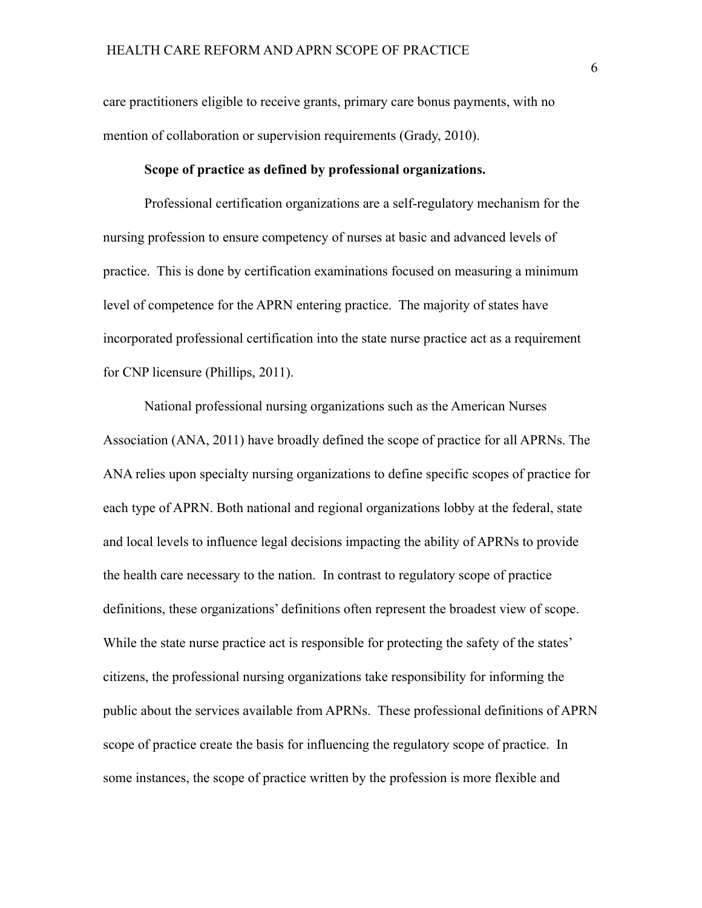care practitioners eligible to receive grants, primary care bonus payments, with no mention of collaboration or supervision requirements (Grady, 2010).

**Scope of practice as defined by professional organizations.**

Professional certification organizations are a self-regulatory mechanism for the nursing profession to ensure competency of nurses at basic and advanced levels of practice. This is done by certification examinations focused on measuring a minimum level of competence for the APRN entering practice. The majority of states have incorporated professional certification into the state nurse practice act as a requirement for CNP licensure (Phillips, 2011).

National professional nursing organizations such as the American Nurses Association (ANA, 2011) have broadly defined the scope of practice for all APRNs. The ANA relies upon specialty nursing organizations to define specific scopes of practice for each type of APRN. Both national and regional organizations lobby at the federal, state and local levels to influence legal decisions impacting the ability of APRNs to provide the health care necessary to the nation. In contrast to regulatory scope of practice definitions, these organizations' definitions often represent the broadest view of scope. While the state nurse practice act is responsible for protecting the safety of the states' citizens, the professional nursing organizations take responsibility for informing the public about the services available from APRNs. These professional definitions of APRN scope of practice create the basis for influencing the regulatory scope of practice. In some instances, the scope of practice written by the profession is more flexible and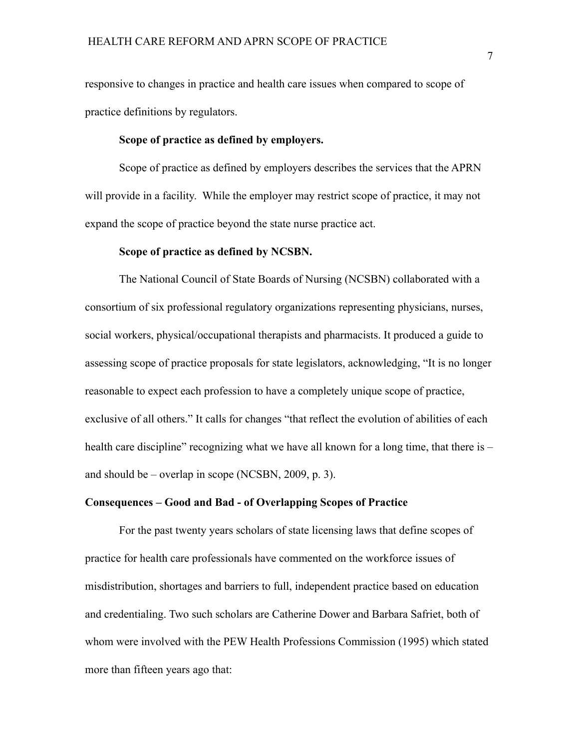responsive to changes in practice and health care issues when compared to scope of practice definitions by regulators.

### Scope of practice as defined by employers.

Scope of practice as defined by employers describes the services that the APRN will provide in a facility. While the employer may restrict scope of practice, it may not expand the scope of practice beyond the state nurse practice act.

### Scope of practice as defined by NCSBN.

The National Council of State Boards of Nursing (NCSBN) collaborated with a consortium of six professional regulatory organizations representing physicians, nurses, social workers, physical/occupational therapists and pharmacists. It produced a guide to assessing scope of practice proposals for state legislators, acknowledging, "It is no longer reasonable to expect each profession to have a completely unique scope of practice, exclusive of all others." It calls for changes "that reflect the evolution of abilities of each health care discipline" recognizing what we have all known for a long time, that there is – and should be – overlap in scope (NCSBN, 2009, p. 3).

## Consequences – Good and Bad - of Overlapping Scopes of Practice

For the past twenty years scholars of state licensing laws that define scopes of practice for health care professionals have commented on the workforce issues of misdistribution, shortages and barriers to full, independent practice based on education and credentialing. Two such scholars are Catherine Dower and Barbara Safriet, both of whom were involved with the PEW Health Professions Commission (1995) which stated more than fifteen years ago that: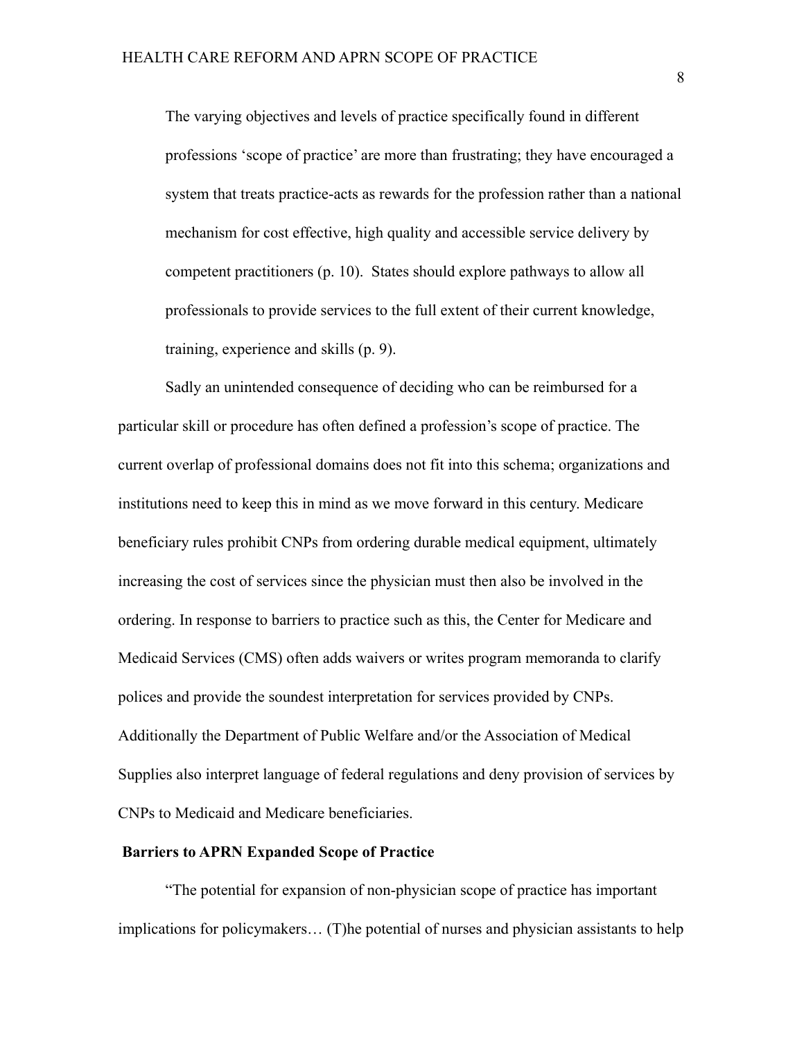> The varying objectives and levels of practice specifically found in different professions 'scope of practice' are more than frustrating; they have encouraged a system that treats practice-acts as rewards for the profession rather than a national mechanism for cost effective, high quality and accessible service delivery by competent practitioners (p. 10). States should explore pathways to allow all professionals to provide services to the full extent of their current knowledge, training, experience and skills (p. 9).

Sadly an unintended consequence of deciding who can be reimbursed for a particular skill or procedure has often defined a profession's scope of practice. The current overlap of professional domains does not fit into this schema; organizations and institutions need to keep this in mind as we move forward in this century. Medicare beneficiary rules prohibit CNPs from ordering durable medical equipment, ultimately increasing the cost of services since the physician must then also be involved in the ordering. In response to barriers to practice such as this, the Center for Medicare and Medicaid Services (CMS) often adds waivers or writes program memoranda to clarify polices and provide the soundest interpretation for services provided by CNPs. Additionally the Department of Public Welfare and/or the Association of Medical Supplies also interpret language of federal regulations and deny provision of services by CNPs to Medicaid and Medicare beneficiaries.

**Barriers to APRN Expanded Scope of Practice**

"The potential for expansion of non-physician scope of practice has important implications for policymakers… (T)he potential of nurses and physician assistants to help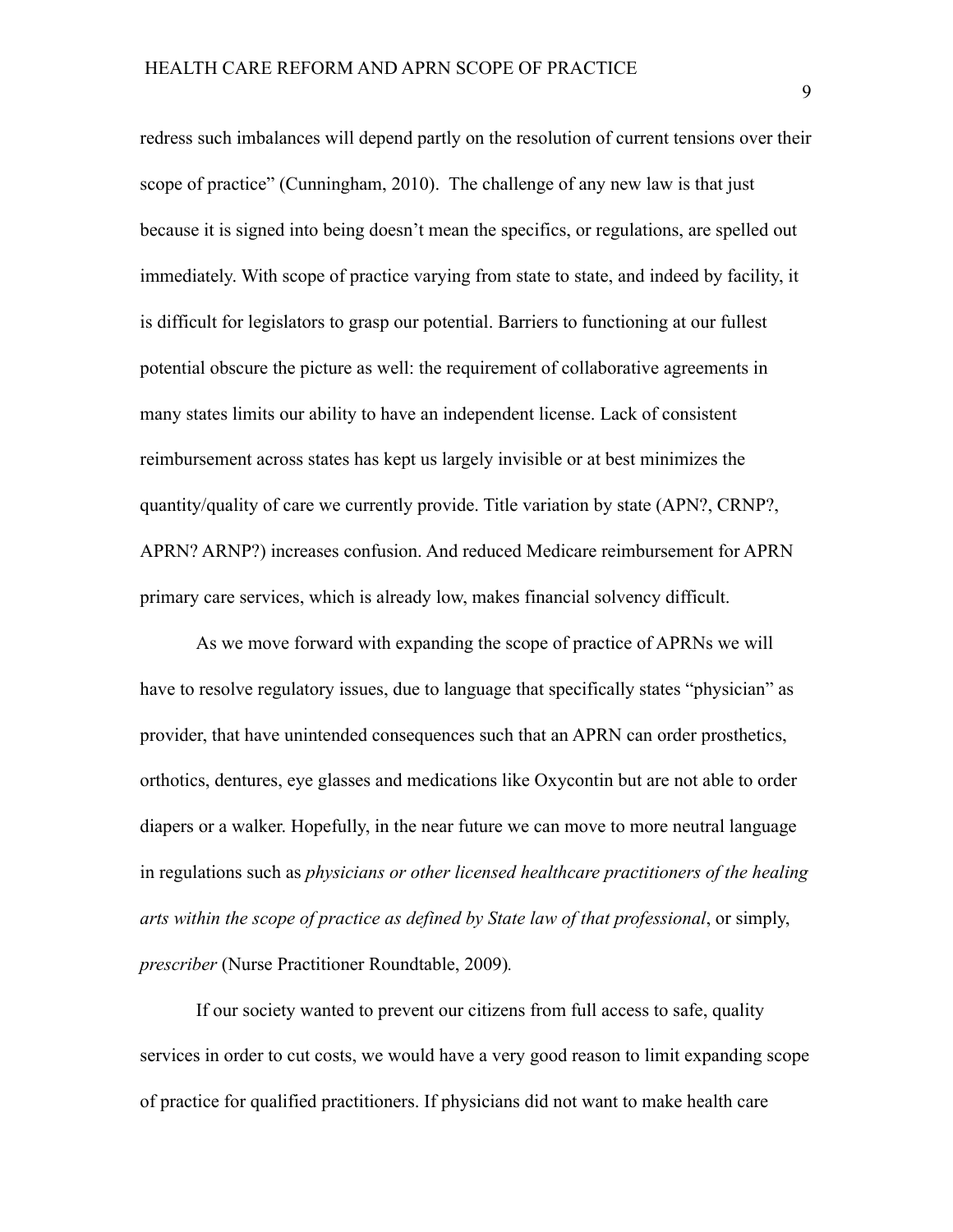redress such imbalances will depend partly on the resolution of current tensions over their scope of practice" (Cunningham, 2010). The challenge of any new law is that just because it is signed into being doesn't mean the specifics, or regulations, are spelled out immediately. With scope of practice varying from state to state, and indeed by facility, it is difficult for legislators to grasp our potential. Barriers to functioning at our fullest potential obscure the picture as well: the requirement of collaborative agreements in many states limits our ability to have an independent license. Lack of consistent reimbursement across states has kept us largely invisible or at best minimizes the quantity/quality of care we currently provide. Title variation by state (APN?, CRNP?, APRN? ARNP?) increases confusion. And reduced Medicare reimbursement for APRN primary care services, which is already low, makes financial solvency difficult.

As we move forward with expanding the scope of practice of APRNs we will have to resolve regulatory issues, due to language that specifically states "physician" as provider, that have unintended consequences such that an APRN can order prosthetics, orthotics, dentures, eye glasses and medications like Oxycontin but are not able to order diapers or a walker. Hopefully, in the near future we can move to more neutral language in regulations such as *physicians or other licensed healthcare practitioners of the healing arts within the scope of practice as defined by State law of that professional*, or simply, *prescriber* (Nurse Practitioner Roundtable, 2009).

If our society wanted to prevent our citizens from full access to safe, quality services in order to cut costs, we would have a very good reason to limit expanding scope of practice for qualified practitioners. If physicians did not want to make health care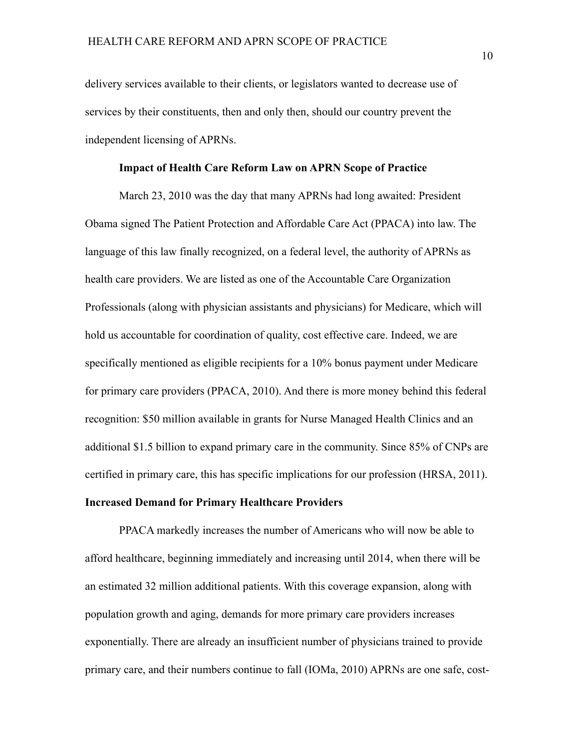delivery services available to their clients, or legislators wanted to decrease use of services by their constituents, then and only then, should our country prevent the independent licensing of APRNs.

## Impact of Health Care Reform Law on APRN Scope of Practice

March 23, 2010 was the day that many APRNs had long awaited: President Obama signed The Patient Protection and Affordable Care Act (PPACA) into law. The language of this law finally recognized, on a federal level, the authority of APRNs as health care providers. We are listed as one of the Accountable Care Organization Professionals (along with physician assistants and physicians) for Medicare, which will hold us accountable for coordination of quality, cost effective care. Indeed, we are specifically mentioned as eligible recipients for a 10% bonus payment under Medicare for primary care providers (PPACA, 2010). And there is more money behind this federal recognition: $50 million available in grants for Nurse Managed Health Clinics and an additional $1.5 billion to expand primary care in the community. Since 85% of CNPs are certified in primary care, this has specific implications for our profession (HRSA, 2011).

### Increased Demand for Primary Healthcare Providers

PPACA markedly increases the number of Americans who will now be able to afford healthcare, beginning immediately and increasing until 2014, when there will be an estimated 32 million additional patients. With this coverage expansion, along with population growth and aging, demands for more primary care providers increases exponentially. There are already an insufficient number of physicians trained to provide primary care, and their numbers continue to fall (IOMa, 2010) APRNs are one safe, cost-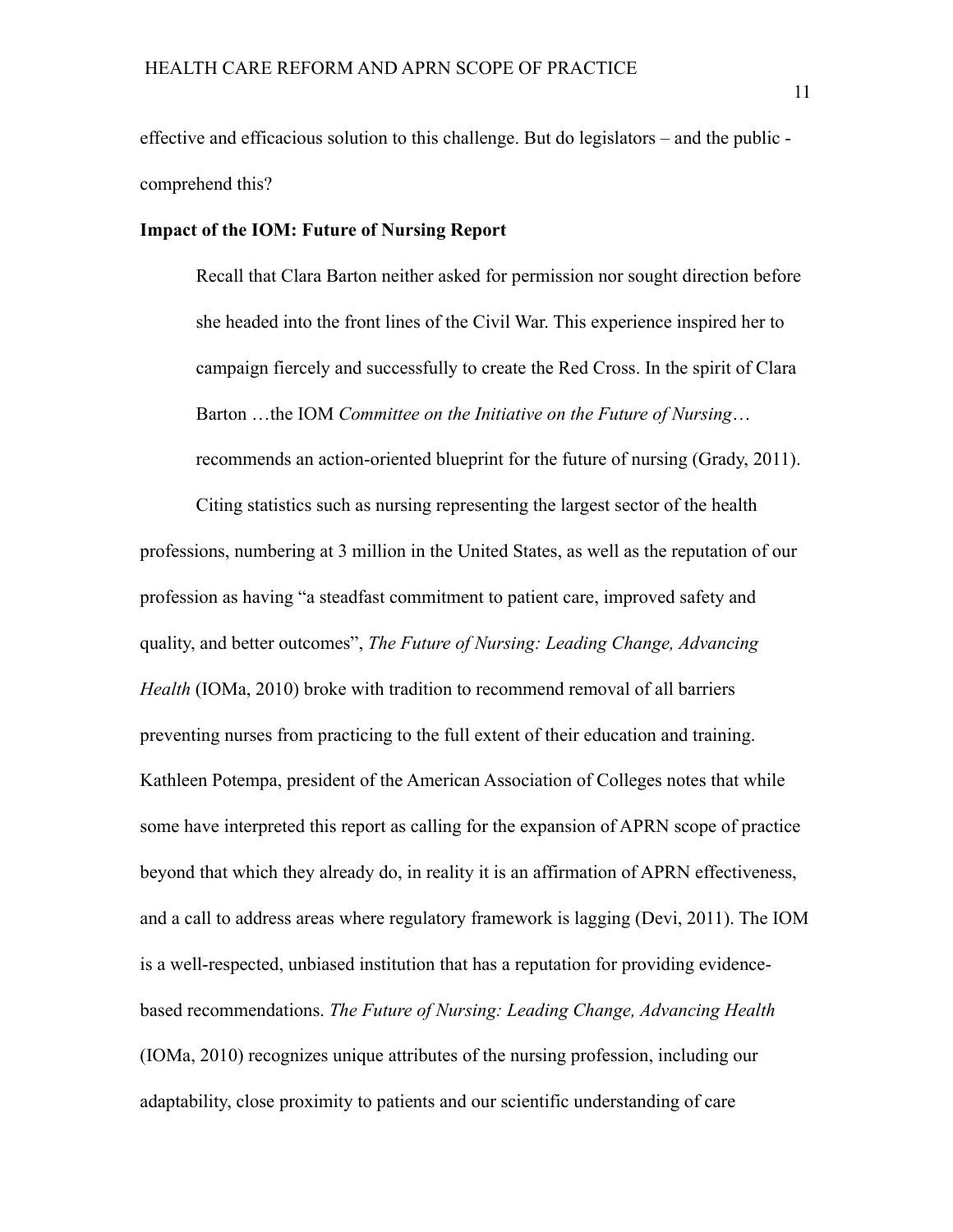effective and efficacious solution to this challenge. But do legislators – and the public - comprehend this?

**Impact of the IOM: Future of Nursing Report**

> Recall that Clara Barton neither asked for permission nor sought direction before she headed into the front lines of the Civil War. This experience inspired her to campaign fiercely and successfully to create the Red Cross. In the spirit of Clara Barton …the IOM *Committee on the Initiative on the Future of Nursing*… recommends an action-oriented blueprint for the future of nursing (Grady, 2011).

Citing statistics such as nursing representing the largest sector of the health professions, numbering at 3 million in the United States, as well as the reputation of our profession as having "a steadfast commitment to patient care, improved safety and quality, and better outcomes", *The Future of Nursing: Leading Change, Advancing Health* (IOMa, 2010) broke with tradition to recommend removal of all barriers preventing nurses from practicing to the full extent of their education and training. Kathleen Potempa, president of the American Association of Colleges notes that while some have interpreted this report as calling for the expansion of APRN scope of practice beyond that which they already do, in reality it is an affirmation of APRN effectiveness, and a call to address areas where regulatory framework is lagging (Devi, 2011). The IOM is a well-respected, unbiased institution that has a reputation for providing evidence-based recommendations. *The Future of Nursing: Leading Change, Advancing Health* (IOMa, 2010) recognizes unique attributes of the nursing profession, including our adaptability, close proximity to patients and our scientific understanding of care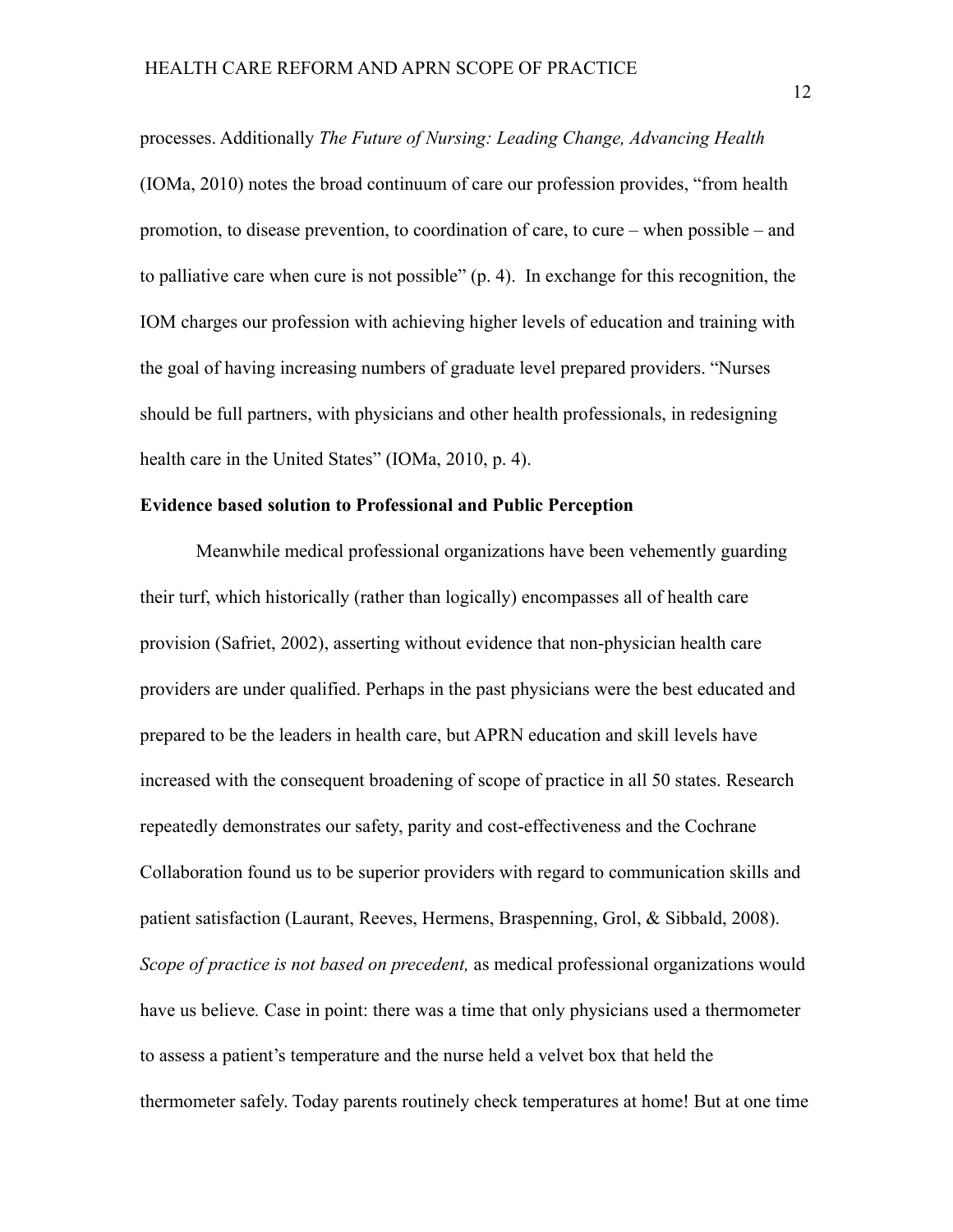processes. Additionally *The Future of Nursing: Leading Change, Advancing Health* (IOMa, 2010) notes the broad continuum of care our profession provides, "from health promotion, to disease prevention, to coordination of care, to cure – when possible – and to palliative care when cure is not possible" (p. 4). In exchange for this recognition, the IOM charges our profession with achieving higher levels of education and training with the goal of having increasing numbers of graduate level prepared providers. "Nurses should be full partners, with physicians and other health professionals, in redesigning health care in the United States" (IOMa, 2010, p. 4).

**Evidence based solution to Professional and Public Perception**

Meanwhile medical professional organizations have been vehemently guarding their turf, which historically (rather than logically) encompasses all of health care provision (Safriet, 2002), asserting without evidence that non-physician health care providers are under qualified. Perhaps in the past physicians were the best educated and prepared to be the leaders in health care, but APRN education and skill levels have increased with the consequent broadening of scope of practice in all 50 states. Research repeatedly demonstrates our safety, parity and cost-effectiveness and the Cochrane Collaboration found us to be superior providers with regard to communication skills and patient satisfaction (Laurant, Reeves, Hermens, Braspenning, Grol, & Sibbald, 2008). *Scope of practice is not based on precedent,* as medical professional organizations would have us believe. Case in point: there was a time that only physicians used a thermometer to assess a patient's temperature and the nurse held a velvet box that held the thermometer safely. Today parents routinely check temperatures at home! But at one time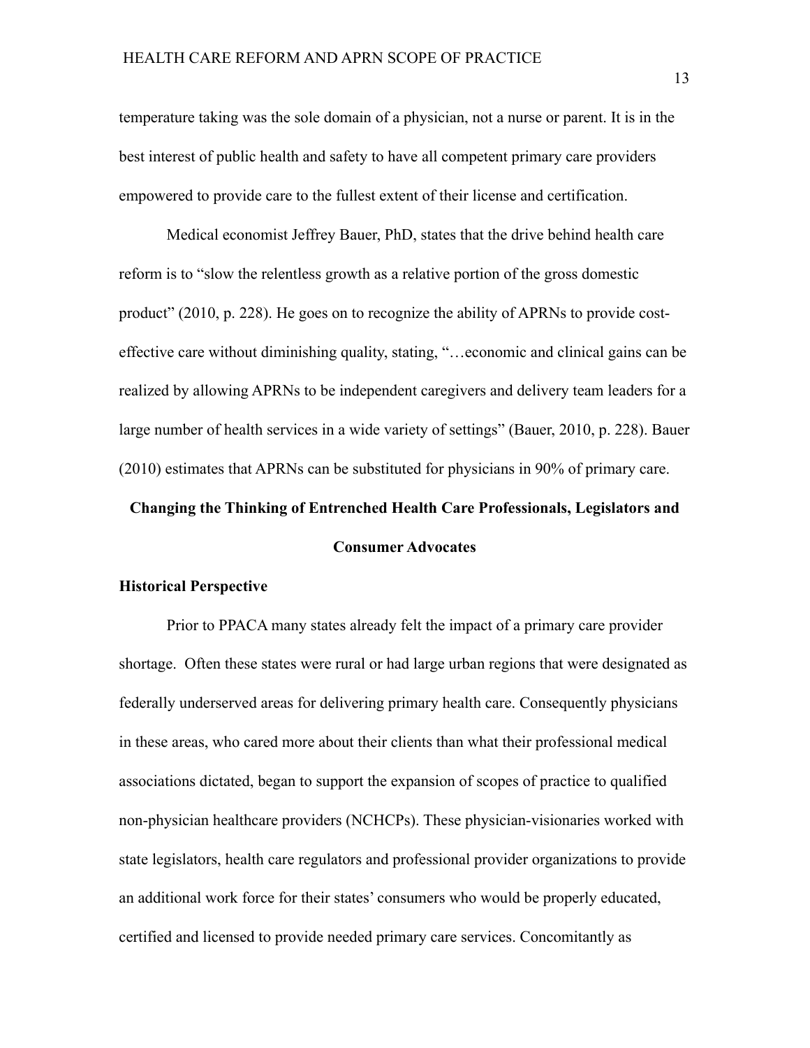temperature taking was the sole domain of a physician, not a nurse or parent. It is in the best interest of public health and safety to have all competent primary care providers empowered to provide care to the fullest extent of their license and certification.

Medical economist Jeffrey Bauer, PhD, states that the drive behind health care reform is to "slow the relentless growth as a relative portion of the gross domestic product" (2010, p. 228). He goes on to recognize the ability of APRNs to provide cost-effective care without diminishing quality, stating, "…economic and clinical gains can be realized by allowing APRNs to be independent caregivers and delivery team leaders for a large number of health services in a wide variety of settings" (Bauer, 2010, p. 228). Bauer (2010) estimates that APRNs can be substituted for physicians in 90% of primary care.

## Changing the Thinking of Entrenched Health Care Professionals, Legislators and Consumer Advocates

### Historical Perspective

Prior to PPACA many states already felt the impact of a primary care provider shortage. Often these states were rural or had large urban regions that were designated as federally underserved areas for delivering primary health care. Consequently physicians in these areas, who cared more about their clients than what their professional medical associations dictated, began to support the expansion of scopes of practice to qualified non-physician healthcare providers (NCHCPs). These physician-visionaries worked with state legislators, health care regulators and professional provider organizations to provide an additional work force for their states' consumers who would be properly educated, certified and licensed to provide needed primary care services. Concomitantly as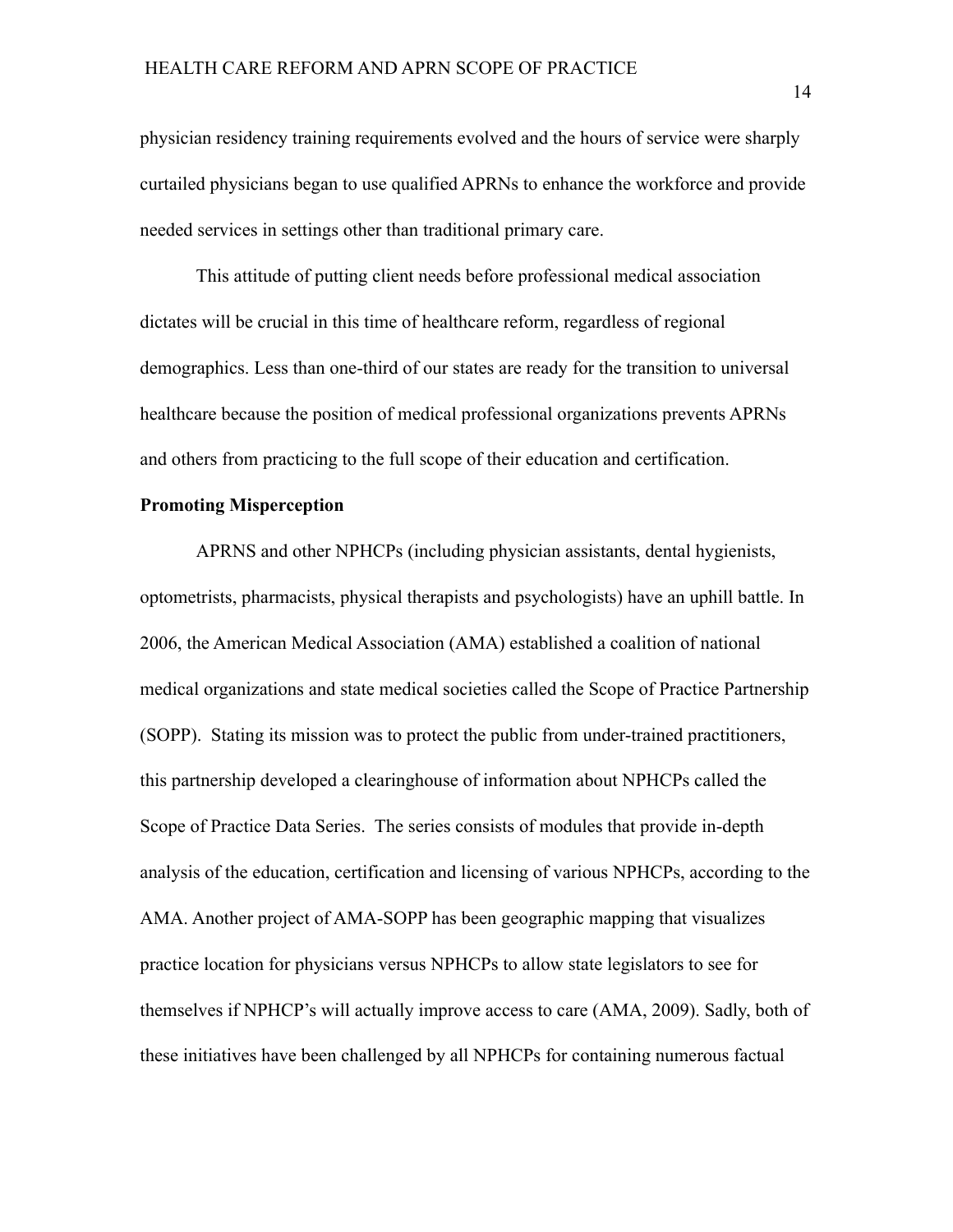physician residency training requirements evolved and the hours of service were sharply curtailed physicians began to use qualified APRNs to enhance the workforce and provide needed services in settings other than traditional primary care.

This attitude of putting client needs before professional medical association dictates will be crucial in this time of healthcare reform, regardless of regional demographics. Less than one-third of our states are ready for the transition to universal healthcare because the position of medical professional organizations prevents APRNs and others from practicing to the full scope of their education and certification.

**Promoting Misperception**

APRNS and other NPHCPs (including physician assistants, dental hygienists, optometrists, pharmacists, physical therapists and psychologists) have an uphill battle. In 2006, the American Medical Association (AMA) established a coalition of national medical organizations and state medical societies called the Scope of Practice Partnership (SOPP). Stating its mission was to protect the public from under-trained practitioners, this partnership developed a clearinghouse of information about NPHCPs called the Scope of Practice Data Series. The series consists of modules that provide in-depth analysis of the education, certification and licensing of various NPHCPs, according to the AMA. Another project of AMA-SOPP has been geographic mapping that visualizes practice location for physicians versus NPHCPs to allow state legislators to see for themselves if NPHCP's will actually improve access to care (AMA, 2009). Sadly, both of these initiatives have been challenged by all NPHCPs for containing numerous factual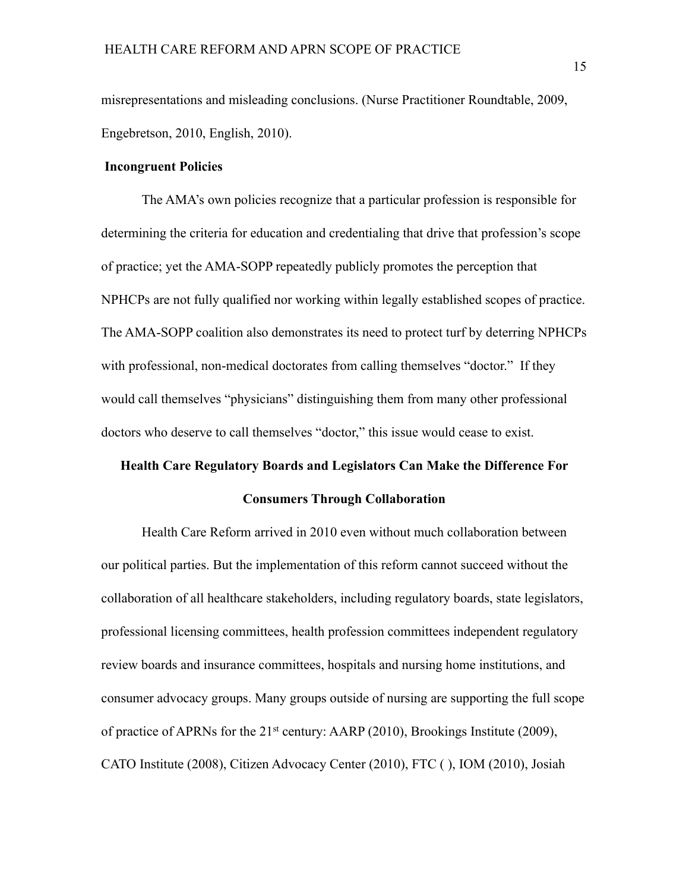misrepresentations and misleading conclusions. (Nurse Practitioner Roundtable, 2009, Engebretson, 2010, English, 2010).

**Incongruent Policies**

The AMA's own policies recognize that a particular profession is responsible for determining the criteria for education and credentialing that drive that profession's scope of practice; yet the AMA-SOPP repeatedly publicly promotes the perception that NPHCPs are not fully qualified nor working within legally established scopes of practice. The AMA-SOPP coalition also demonstrates its need to protect turf by deterring NPHCPs with professional, non-medical doctorates from calling themselves "doctor." If they would call themselves "physicians" distinguishing them from many other professional doctors who deserve to call themselves "doctor," this issue would cease to exist.

## Health Care Regulatory Boards and Legislators Can Make the Difference For Consumers Through Collaboration

Health Care Reform arrived in 2010 even without much collaboration between our political parties. But the implementation of this reform cannot succeed without the collaboration of all healthcare stakeholders, including regulatory boards, state legislators, professional licensing committees, health profession committees independent regulatory review boards and insurance committees, hospitals and nursing home institutions, and consumer advocacy groups. Many groups outside of nursing are supporting the full scope of practice of APRNs for the 21st century: AARP (2010), Brookings Institute (2009), CATO Institute (2008), Citizen Advocacy Center (2010), FTC ( ), IOM (2010), Josiah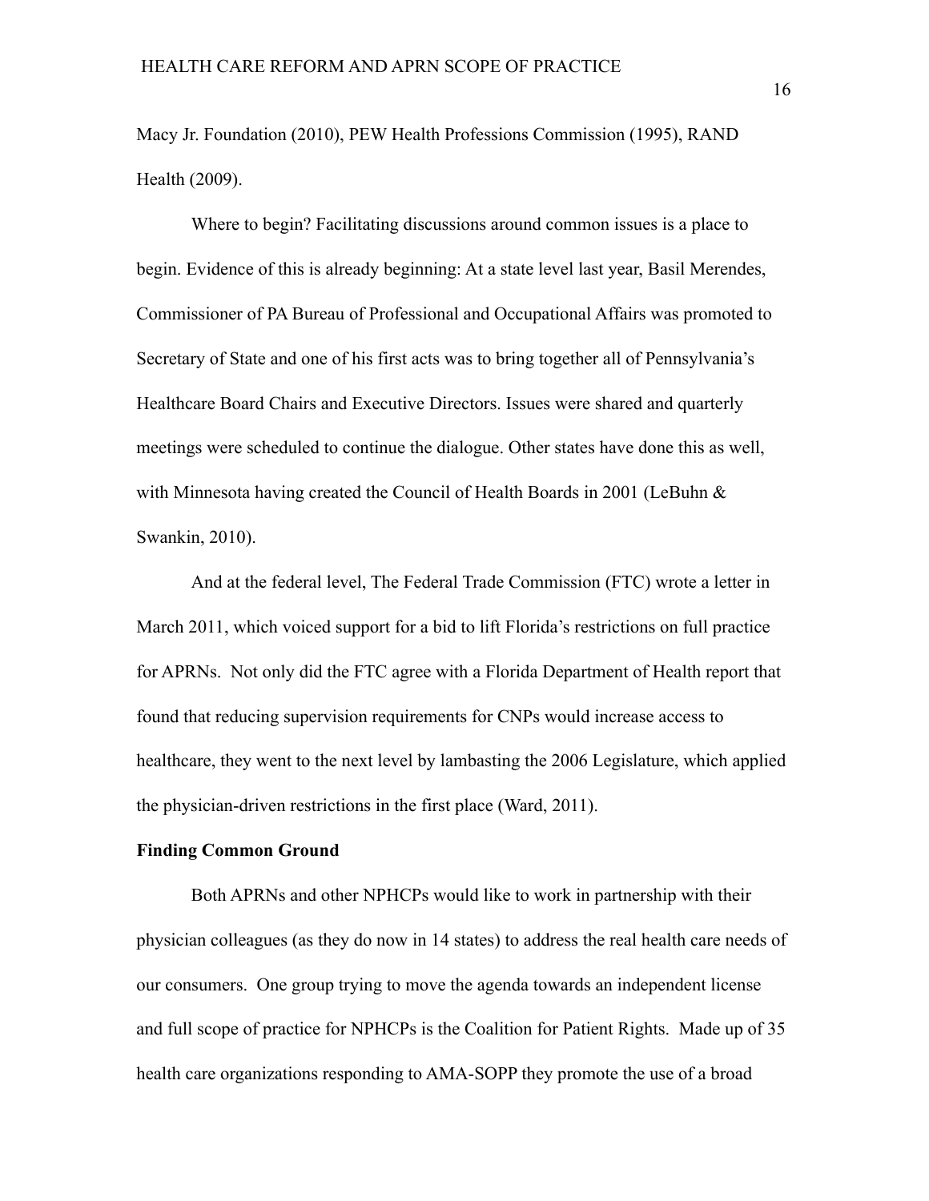Macy Jr. Foundation (2010), PEW Health Professions Commission (1995), RAND Health (2009).

Where to begin? Facilitating discussions around common issues is a place to begin. Evidence of this is already beginning: At a state level last year, Basil Merendes, Commissioner of PA Bureau of Professional and Occupational Affairs was promoted to Secretary of State and one of his first acts was to bring together all of Pennsylvania's Healthcare Board Chairs and Executive Directors. Issues were shared and quarterly meetings were scheduled to continue the dialogue. Other states have done this as well, with Minnesota having created the Council of Health Boards in 2001 (LeBuhn & Swankin, 2010).

And at the federal level, The Federal Trade Commission (FTC) wrote a letter in March 2011, which voiced support for a bid to lift Florida's restrictions on full practice for APRNs. Not only did the FTC agree with a Florida Department of Health report that found that reducing supervision requirements for CNPs would increase access to healthcare, they went to the next level by lambasting the 2006 Legislature, which applied the physician-driven restrictions in the first place (Ward, 2011).

**Finding Common Ground**

Both APRNs and other NPHCPs would like to work in partnership with their physician colleagues (as they do now in 14 states) to address the real health care needs of our consumers. One group trying to move the agenda towards an independent license and full scope of practice for NPHCPs is the Coalition for Patient Rights. Made up of 35 health care organizations responding to AMA-SOPP they promote the use of a broad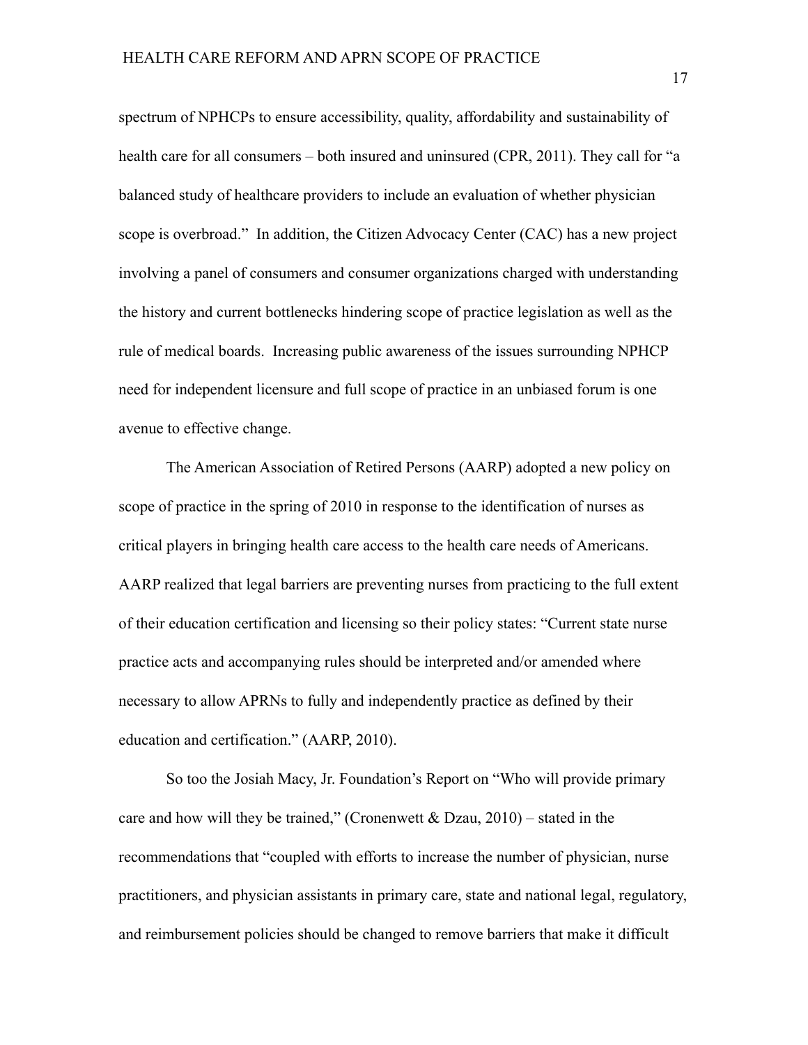spectrum of NPHCPs to ensure accessibility, quality, affordability and sustainability of health care for all consumers – both insured and uninsured (CPR, 2011). They call for "a balanced study of healthcare providers to include an evaluation of whether physician scope is overbroad." In addition, the Citizen Advocacy Center (CAC) has a new project involving a panel of consumers and consumer organizations charged with understanding the history and current bottlenecks hindering scope of practice legislation as well as the rule of medical boards. Increasing public awareness of the issues surrounding NPHCP need for independent licensure and full scope of practice in an unbiased forum is one avenue to effective change.

The American Association of Retired Persons (AARP) adopted a new policy on scope of practice in the spring of 2010 in response to the identification of nurses as critical players in bringing health care access to the health care needs of Americans. AARP realized that legal barriers are preventing nurses from practicing to the full extent of their education certification and licensing so their policy states: "Current state nurse practice acts and accompanying rules should be interpreted and/or amended where necessary to allow APRNs to fully and independently practice as defined by their education and certification." (AARP, 2010).

So too the Josiah Macy, Jr. Foundation's Report on "Who will provide primary care and how will they be trained," (Cronenwett & Dzau, 2010) – stated in the recommendations that "coupled with efforts to increase the number of physician, nurse practitioners, and physician assistants in primary care, state and national legal, regulatory, and reimbursement policies should be changed to remove barriers that make it difficult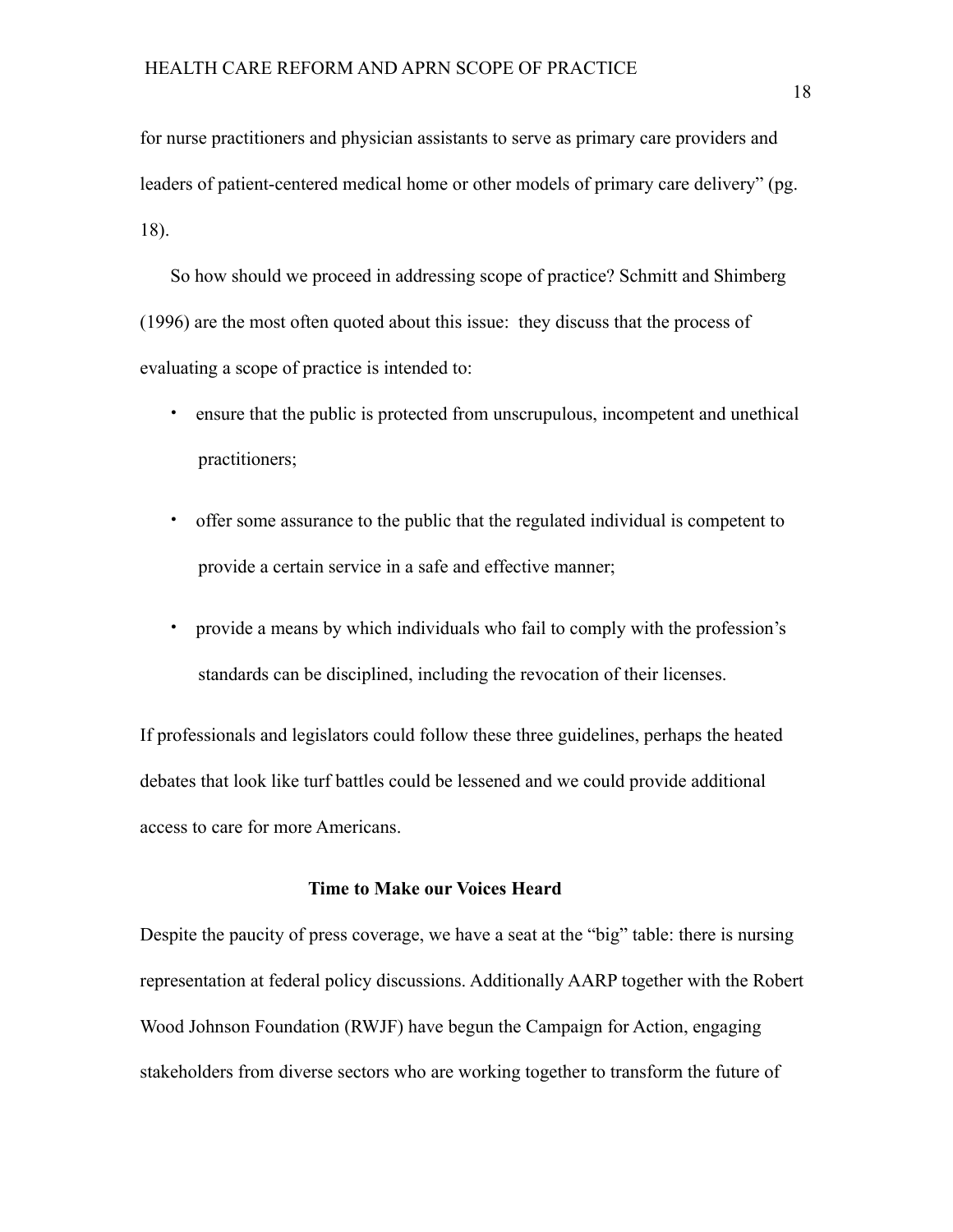for nurse practitioners and physician assistants to serve as primary care providers and leaders of patient-centered medical home or other models of primary care delivery" (pg. 18).

So how should we proceed in addressing scope of practice? Schmitt and Shimberg (1996) are the most often quoted about this issue: they discuss that the process of evaluating a scope of practice is intended to:

- ensure that the public is protected from unscrupulous, incompetent and unethical practitioners;
- offer some assurance to the public that the regulated individual is competent to provide a certain service in a safe and effective manner;
- provide a means by which individuals who fail to comply with the profession's standards can be disciplined, including the revocation of their licenses.

If professionals and legislators could follow these three guidelines, perhaps the heated debates that look like turf battles could be lessened and we could provide additional access to care for more Americans.

## Time to Make our Voices Heard

Despite the paucity of press coverage, we have a seat at the "big" table: there is nursing representation at federal policy discussions. Additionally AARP together with the Robert Wood Johnson Foundation (RWJF) have begun the Campaign for Action, engaging stakeholders from diverse sectors who are working together to transform the future of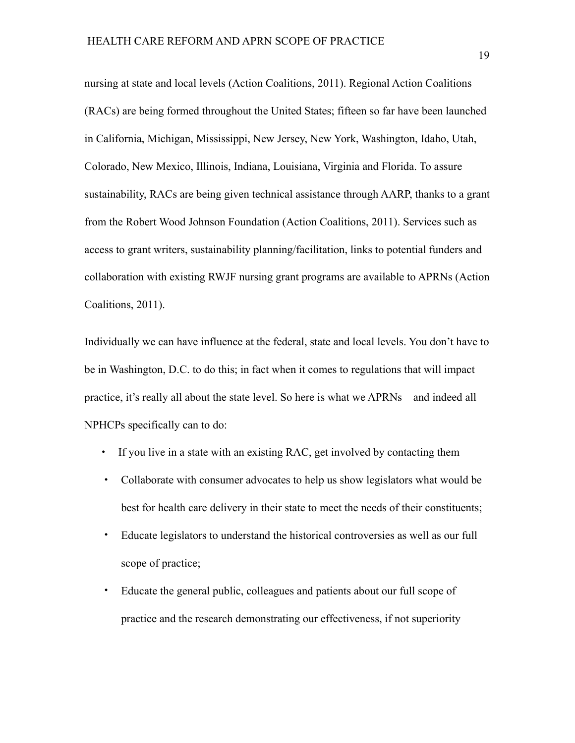nursing at state and local levels (Action Coalitions, 2011). Regional Action Coalitions (RACs) are being formed throughout the United States; fifteen so far have been launched in California, Michigan, Mississippi, New Jersey, New York, Washington, Idaho, Utah, Colorado, New Mexico, Illinois, Indiana, Louisiana, Virginia and Florida. To assure sustainability, RACs are being given technical assistance through AARP, thanks to a grant from the Robert Wood Johnson Foundation (Action Coalitions, 2011). Services such as access to grant writers, sustainability planning/facilitation, links to potential funders and collaboration with existing RWJF nursing grant programs are available to APRNs (Action Coalitions, 2011).

Individually we can have influence at the federal, state and local levels. You don't have to be in Washington, D.C. to do this; in fact when it comes to regulations that will impact practice, it's really all about the state level. So here is what we APRNs – and indeed all NPHCPs specifically can to do:

- If you live in a state with an existing RAC, get involved by contacting them
- Collaborate with consumer advocates to help us show legislators what would be best for health care delivery in their state to meet the needs of their constituents;
- Educate legislators to understand the historical controversies as well as our full scope of practice;
- Educate the general public, colleagues and patients about our full scope of practice and the research demonstrating our effectiveness, if not superiority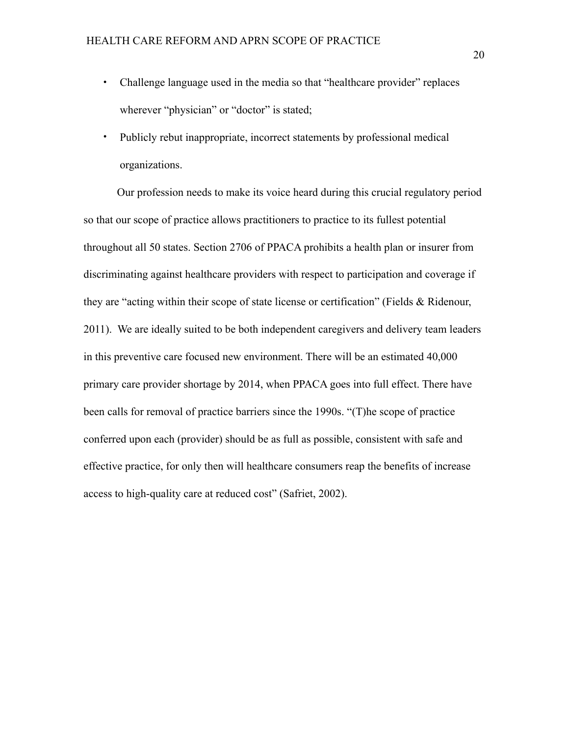- Challenge language used in the media so that "healthcare provider" replaces wherever "physician" or "doctor" is stated;
- Publicly rebut inappropriate, incorrect statements by professional medical organizations.

Our profession needs to make its voice heard during this crucial regulatory period so that our scope of practice allows practitioners to practice to its fullest potential throughout all 50 states. Section 2706 of PPACA prohibits a health plan or insurer from discriminating against healthcare providers with respect to participation and coverage if they are "acting within their scope of state license or certification" (Fields & Ridenour, 2011). We are ideally suited to be both independent caregivers and delivery team leaders in this preventive care focused new environment. There will be an estimated 40,000 primary care provider shortage by 2014, when PPACA goes into full effect. There have been calls for removal of practice barriers since the 1990s. "(T)he scope of practice conferred upon each (provider) should be as full as possible, consistent with safe and effective practice, for only then will healthcare consumers reap the benefits of increase access to high-quality care at reduced cost" (Safriet, 2002).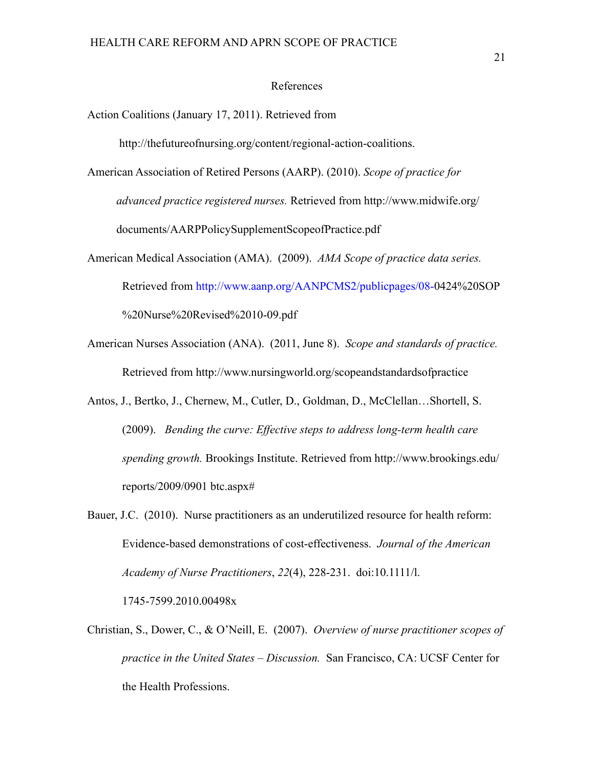# References

Action Coalitions (January 17, 2011). Retrieved from http://thefutureofnursing.org/content/regional-action-coalitions.

American Association of Retired Persons (AARP). (2010). *Scope of practice for advanced practice registered nurses.* Retrieved from http://www.midwife.org/documents/AARPPolicySupplementScopeofPractice.pdf

American Medical Association (AMA). (2009). *AMA Scope of practice data series.* Retrieved from http://www.aanp.org/AANPCMS2/publicpages/08-0424%20SOP%20Nurse%20Revised%2010-09.pdf

American Nurses Association (ANA). (2011, June 8). *Scope and standards of practice.* Retrieved from http://www.nursingworld.org/scopeandstandardsofpractice

Antos, J., Bertko, J., Chernew, M., Cutler, D., Goldman, D., McClellan…Shortell, S. (2009). *Bending the curve: Effective steps to address long-term health care spending growth.* Brookings Institute. Retrieved from http://www.brookings.edu/reports/2009/0901 btc.aspx#

Bauer, J.C. (2010). Nurse practitioners as an underutilized resource for health reform: Evidence-based demonstrations of cost-effectiveness. *Journal of the American Academy of Nurse Practitioners*, *22*(4), 228-231. doi:10.1111/l.1745-7599.2010.00498x

Christian, S., Dower, C., & O'Neill, E. (2007). *Overview of nurse practitioner scopes of practice in the United States – Discussion.* San Francisco, CA: UCSF Center for the Health Professions.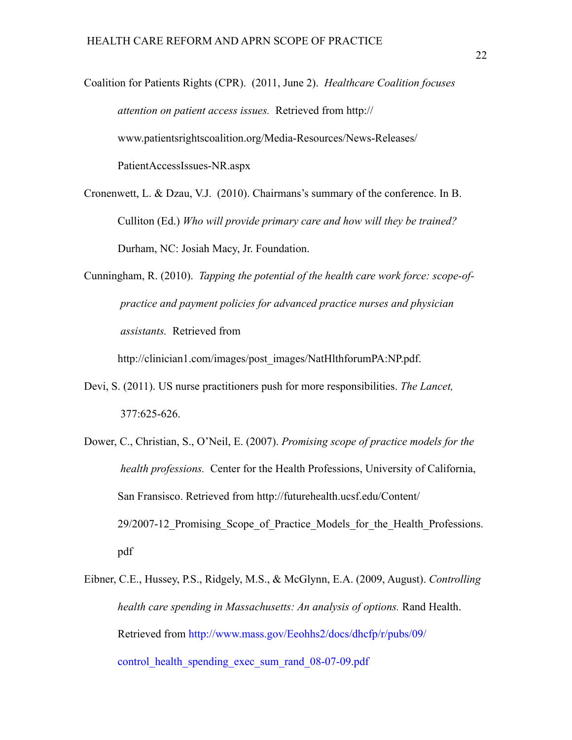Coalition for Patients Rights (CPR). (2011, June 2). *Healthcare Coalition focuses attention on patient access issues.* Retrieved from http://www.patientsrightscoalition.org/Media-Resources/News-Releases/PatientAccessIssues-NR.aspx

Cronenwett, L. & Dzau, V.J. (2010). Chairmans's summary of the conference. In B. Culliton (Ed.) *Who will provide primary care and how will they be trained?* Durham, NC: Josiah Macy, Jr. Foundation.

Cunningham, R. (2010). *Tapping the potential of the health care work force: scope-of-practice and payment policies for advanced practice nurses and physician assistants.* Retrieved from http://clinician1.com/images/post_images/NatHlthforumPA:NP.pdf.

Devi, S. (2011). US nurse practitioners push for more responsibilities. *The Lancet,* 377:625-626.

Dower, C., Christian, S., O'Neil, E. (2007). *Promising scope of practice models for the health professions.* Center for the Health Professions, University of California, San Fransisco. Retrieved from http://futurehealth.ucsf.edu/Content/29/2007-12_Promising_Scope_of_Practice_Models_for_the_Health_Professions.pdf

Eibner, C.E., Hussey, P.S., Ridgely, M.S., & McGlynn, E.A. (2009, August). *Controlling health care spending in Massachusetts: An analysis of options.* Rand Health. Retrieved from http://www.mass.gov/Eeohhs2/docs/dhcfp/r/pubs/09/control_health_spending_exec_sum_rand_08-07-09.pdf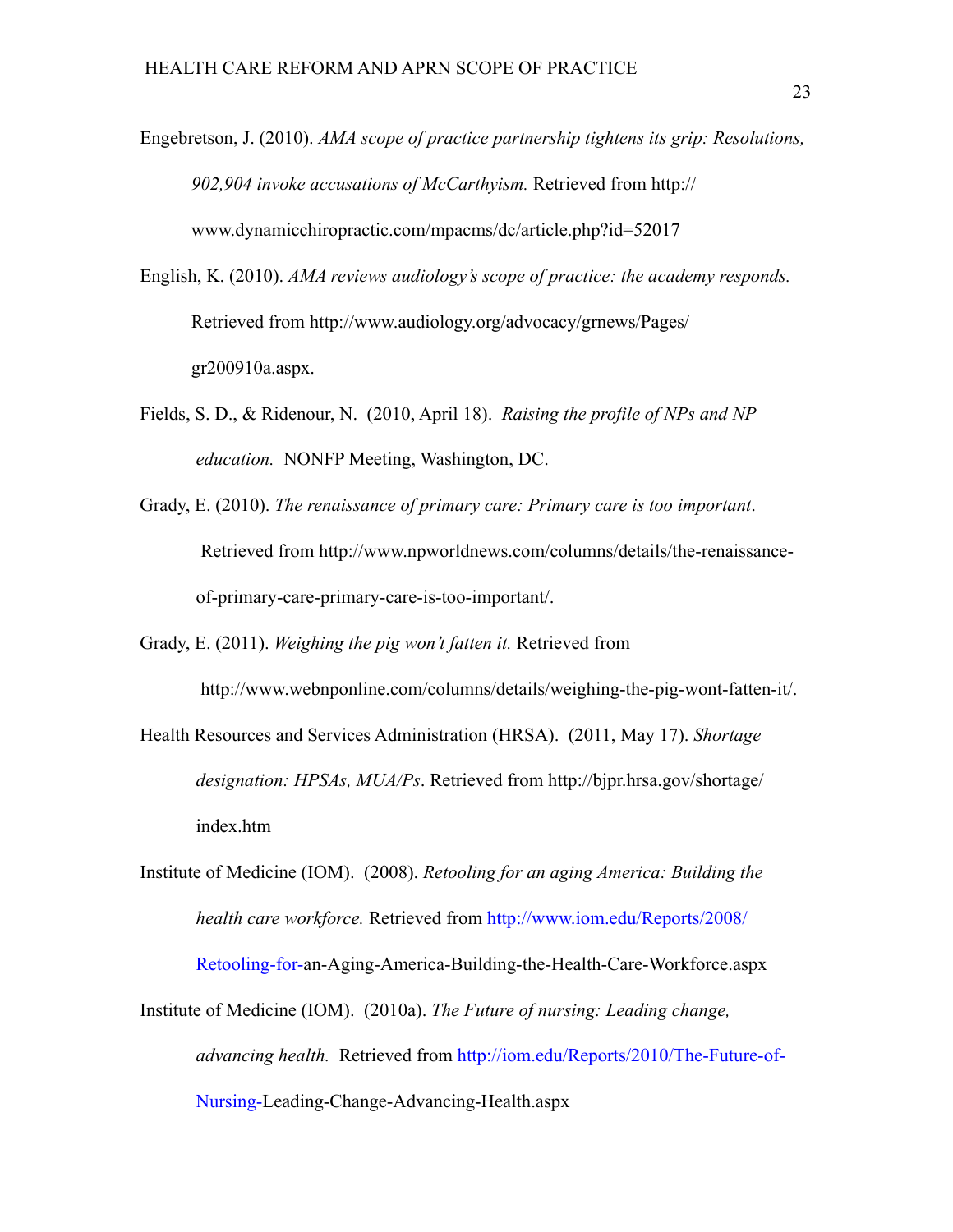Engebretson, J. (2010). *AMA scope of practice partnership tightens its grip: Resolutions, 902,904 invoke accusations of McCarthyism.* Retrieved from http://www.dynamicchiropractic.com/mpacms/dc/article.php?id=52017

English, K. (2010). *AMA reviews audiology's scope of practice: the academy responds.* Retrieved from http://www.audiology.org/advocacy/grnews/Pages/gr200910a.aspx.

Fields, S. D., & Ridenour, N. (2010, April 18). *Raising the profile of NPs and NP education.* NONFP Meeting, Washington, DC.

Grady, E. (2010). *The renaissance of primary care: Primary care is too important*. Retrieved from http://www.npworldnews.com/columns/details/the-renaissance-of-primary-care-primary-care-is-too-important/.

Grady, E. (2011). *Weighing the pig won't fatten it.* Retrieved from http://www.webnponline.com/columns/details/weighing-the-pig-wont-fatten-it/.

Health Resources and Services Administration (HRSA). (2011, May 17). *Shortage designation: HPSAs, MUA/Ps*. Retrieved from http://bjpr.hrsa.gov/shortage/index.htm

Institute of Medicine (IOM). (2008). *Retooling for an aging America: Building the health care workforce.* Retrieved from http://www.iom.edu/Reports/2008/Retooling-for-an-Aging-America-Building-the-Health-Care-Workforce.aspx

Institute of Medicine (IOM). (2010a). *The Future of nursing: Leading change, advancing health.* Retrieved from http://iom.edu/Reports/2010/The-Future-of-Nursing-Leading-Change-Advancing-Health.aspx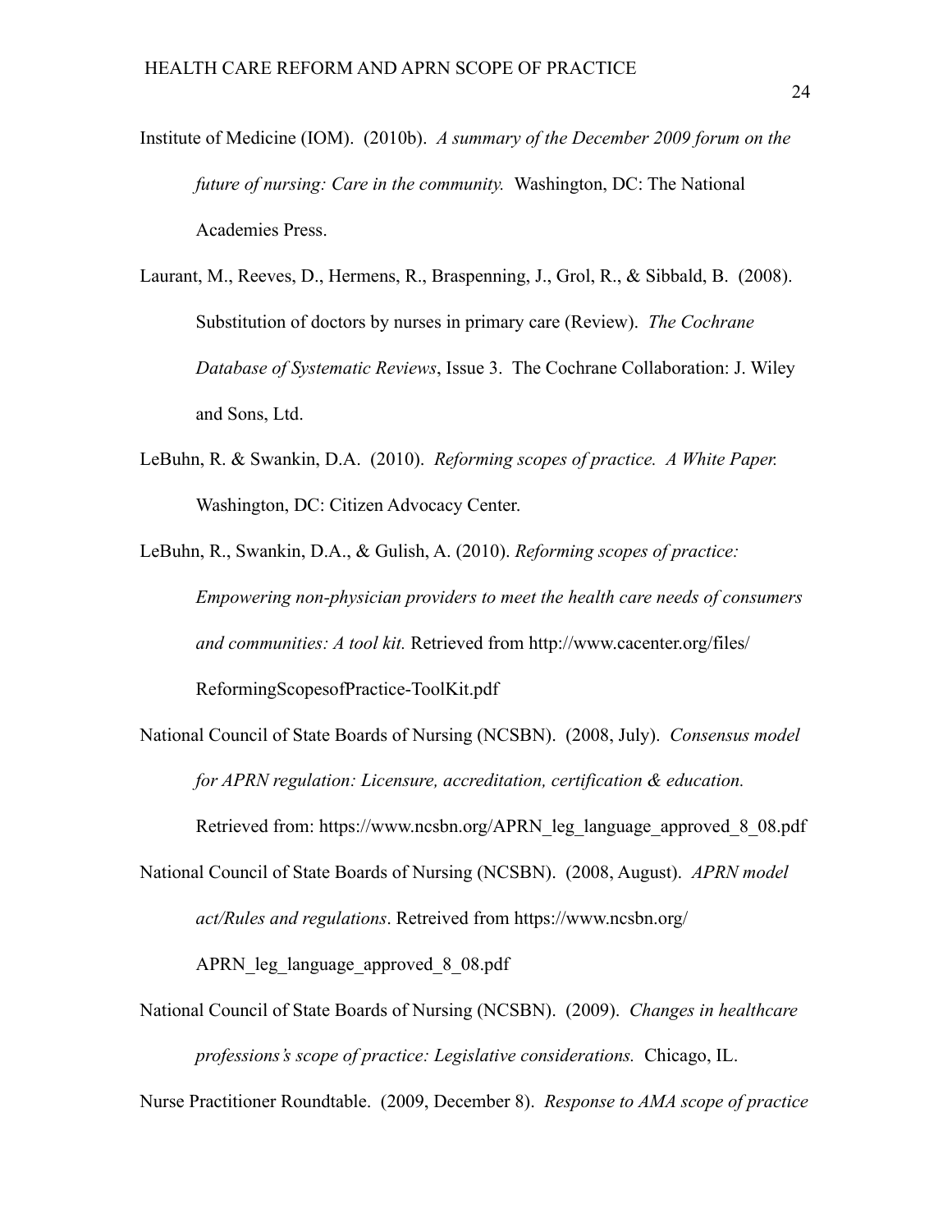Institute of Medicine (IOM). (2010b). *A summary of the December 2009 forum on the future of nursing: Care in the community.* Washington, DC: The National Academies Press.

Laurant, M., Reeves, D., Hermens, R., Braspenning, J., Grol, R., & Sibbald, B. (2008). Substitution of doctors by nurses in primary care (Review). *The Cochrane Database of Systematic Reviews*, Issue 3. The Cochrane Collaboration: J. Wiley and Sons, Ltd.

LeBuhn, R. & Swankin, D.A. (2010). *Reforming scopes of practice. A White Paper.* Washington, DC: Citizen Advocacy Center.

LeBuhn, R., Swankin, D.A., & Gulish, A. (2010). *Reforming scopes of practice: Empowering non-physician providers to meet the health care needs of consumers and communities: A tool kit.* Retrieved from http://www.cacenter.org/files/ReformingScopesofPractice-ToolKit.pdf

National Council of State Boards of Nursing (NCSBN). (2008, July). *Consensus model for APRN regulation: Licensure, accreditation, certification & education.* Retrieved from: https://www.ncsbn.org/APRN_leg_language_approved_8_08.pdf

National Council of State Boards of Nursing (NCSBN). (2008, August). *APRN model act/Rules and regulations*. Retreived from https://www.ncsbn.org/APRN_leg_language_approved_8_08.pdf

National Council of State Boards of Nursing (NCSBN). (2009). *Changes in healthcare professions's scope of practice: Legislative considerations.* Chicago, IL.

Nurse Practitioner Roundtable. (2009, December 8). *Response to AMA scope of practice*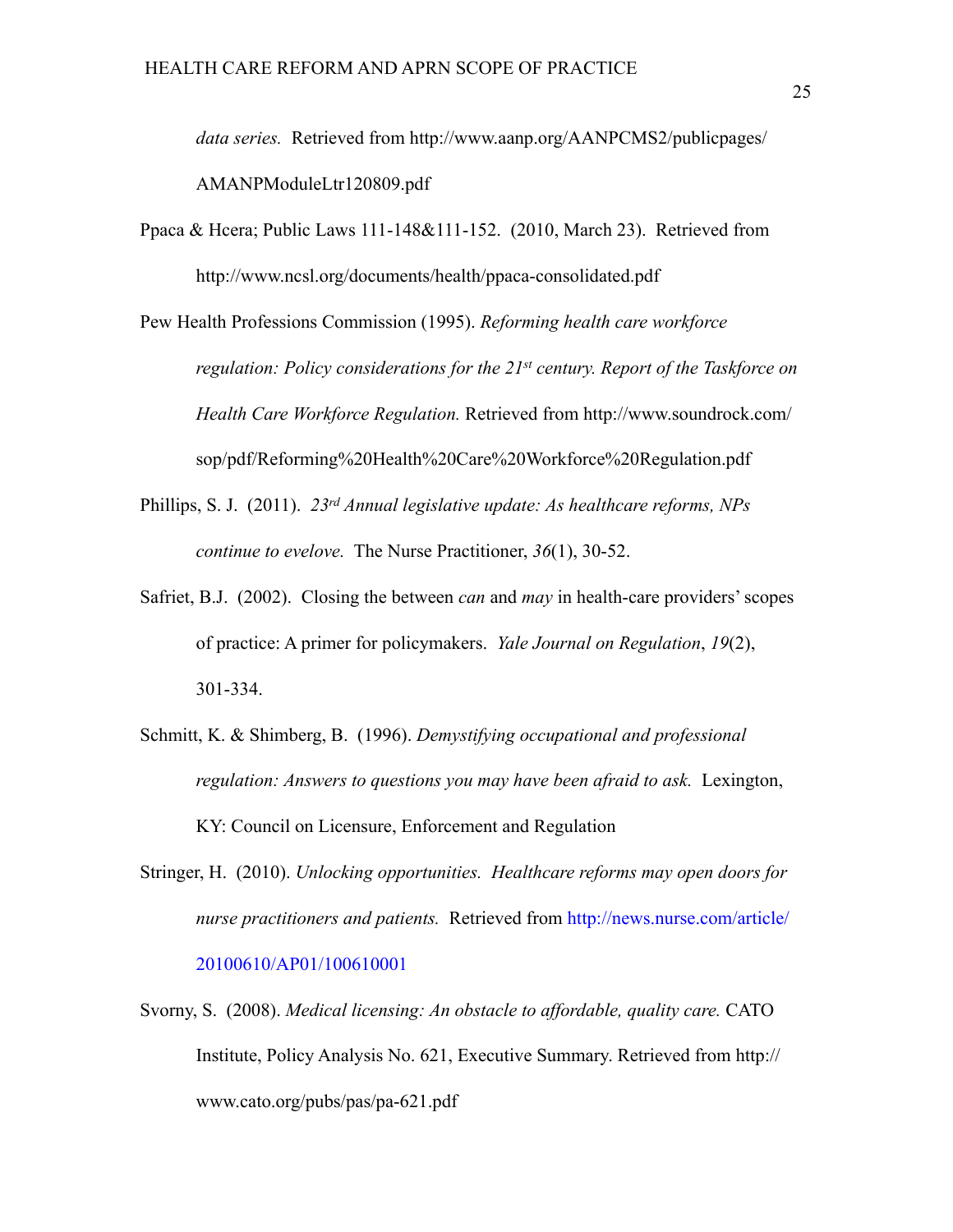*data series.* Retrieved from http://www.aanp.org/AANPCMS2/publicpages/AMANPModuleLtr120809.pdf

Ppaca & Hcera; Public Laws 111-148&111-152. (2010, March 23). Retrieved from http://www.ncsl.org/documents/health/ppaca-consolidated.pdf

Pew Health Professions Commission (1995). *Reforming health care workforce regulation: Policy considerations for the 21st century. Report of the Taskforce on Health Care Workforce Regulation.* Retrieved from http://www.soundrock.com/sop/pdf/Reforming%20Health%20Care%20Workforce%20Regulation.pdf

Phillips, S. J. (2011). *23rd Annual legislative update: As healthcare reforms, NPs continue to evelove.* The Nurse Practitioner, *36*(1), 30-52.

Safriet, B.J. (2002). Closing the between *can* and *may* in health-care providers' scopes of practice: A primer for policymakers. *Yale Journal on Regulation*, *19*(2), 301-334.

Schmitt, K. & Shimberg, B. (1996). *Demystifying occupational and professional regulation: Answers to questions you may have been afraid to ask.* Lexington, KY: Council on Licensure, Enforcement and Regulation

Stringer, H. (2010). *Unlocking opportunities. Healthcare reforms may open doors for nurse practitioners and patients.* Retrieved from http://news.nurse.com/article/20100610/AP01/100610001

Svorny, S. (2008). *Medical licensing: An obstacle to affordable, quality care.* CATO Institute, Policy Analysis No. 621, Executive Summary. Retrieved from http://www.cato.org/pubs/pas/pa-621.pdf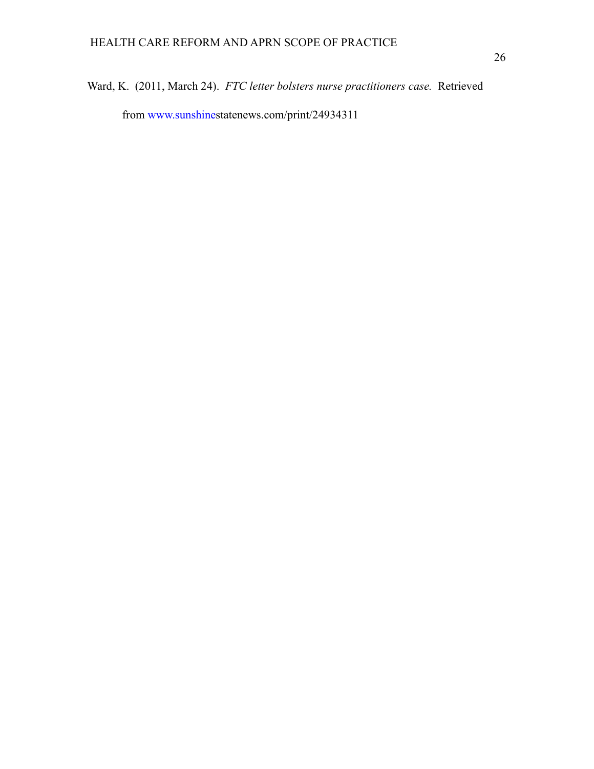Ward, K. (2011, March 24). *FTC letter bolsters nurse practitioners case.* Retrieved from www.sunshinestatenews.com/print/24934311